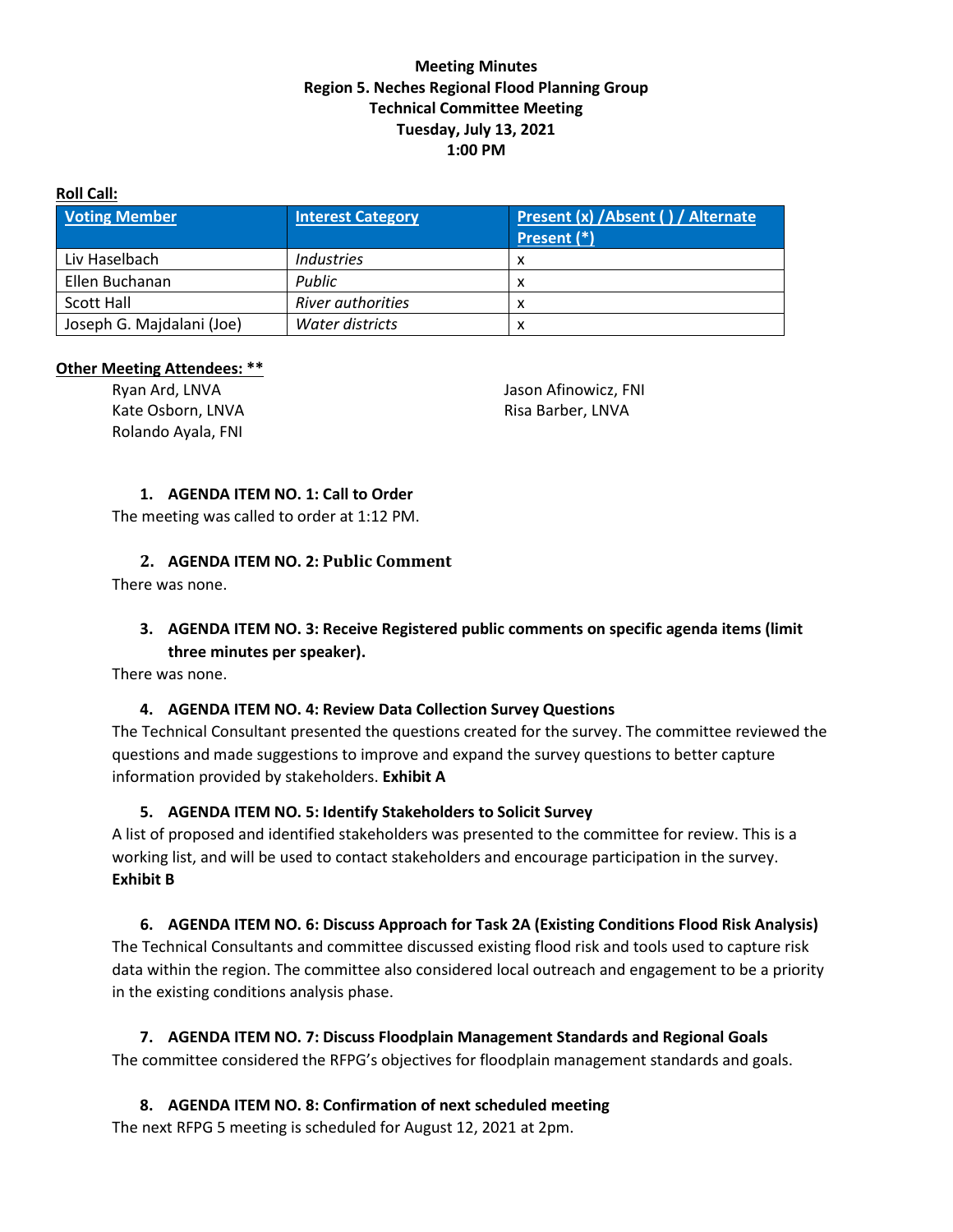**Meeting Minutes**
**Region 5. Neches Regional Flood Planning Group**
**Technical Committee Meeting**
**Tuesday, July 13, 2021**
**1:00 PM**

**Roll Call:**

| Voting Member | Interest Category | Present (x) /Absent ( ) / Alternate Present (*) |
|---|---|---|
| Liv Haselbach | *Industries* | x |
| Ellen Buchanan | *Public* | x |
| Scott Hall | *River authorities* | x |
| Joseph G. Majdalani (Joe) | *Water districts* | x |

**Other Meeting Attendees: ****

Ryan Ard, LNVA
Kate Osborn, LNVA
Rolando Ayala, FNI
Jason Afinowicz, FNI
Risa Barber, LNVA

1. **AGENDA ITEM NO. 1: Call to Order**

The meeting was called to order at 1:12 PM.

2. **AGENDA ITEM NO. 2: Public Comment**

There was none.

3. **AGENDA ITEM NO. 3: Receive Registered public comments on specific agenda items (limit three minutes per speaker).**

There was none.

4. **AGENDA ITEM NO. 4: Review Data Collection Survey Questions**

The Technical Consultant presented the questions created for the survey. The committee reviewed the questions and made suggestions to improve and expand the survey questions to better capture information provided by stakeholders. **Exhibit A**

5. **AGENDA ITEM NO. 5: Identify Stakeholders to Solicit Survey**

A list of proposed and identified stakeholders was presented to the committee for review. This is a working list, and will be used to contact stakeholders and encourage participation in the survey. **Exhibit B**

6. **AGENDA ITEM NO. 6: Discuss Approach for Task 2A (Existing Conditions Flood Risk Analysis)**

The Technical Consultants and committee discussed existing flood risk and tools used to capture risk data within the region. The committee also considered local outreach and engagement to be a priority in the existing conditions analysis phase.

7. **AGENDA ITEM NO. 7: Discuss Floodplain Management Standards and Regional Goals**

The committee considered the RFPG's objectives for floodplain management standards and goals.

8. **AGENDA ITEM NO. 8: Confirmation of next scheduled meeting**

The next RFPG 5 meeting is scheduled for August 12, 2021 at 2pm.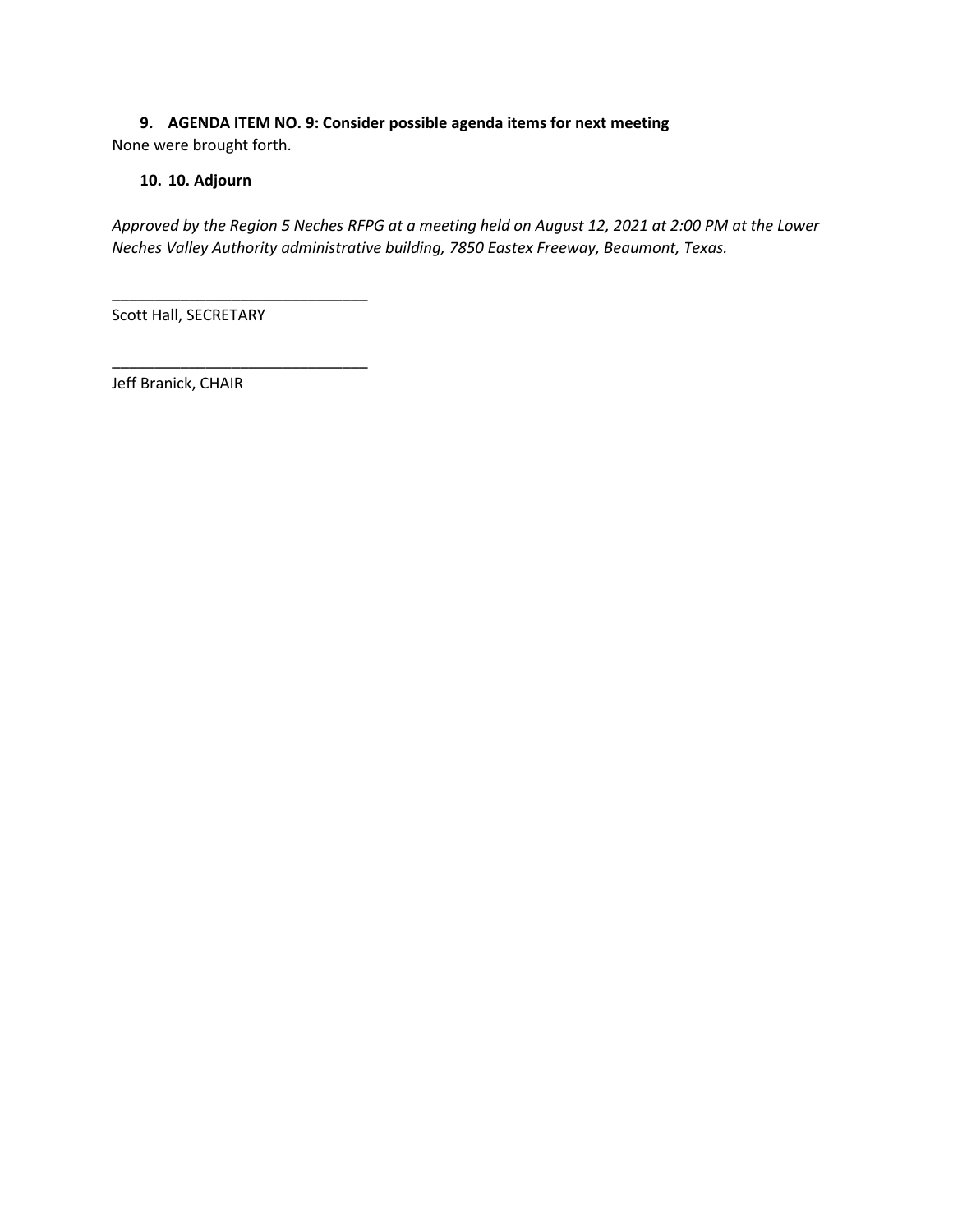**9. AGENDA ITEM NO. 9: Consider possible agenda items for next meeting**

None were brought forth.

**10. 10. Adjourn**

*Approved by the Region 5 Neches RFPG at a meeting held on August 12, 2021 at 2:00 PM at the Lower Neches Valley Authority administrative building, 7850 Eastex Freeway, Beaumont, Texas.*

______________________________
Scott Hall, SECRETARY

______________________________
Jeff Branick, CHAIR